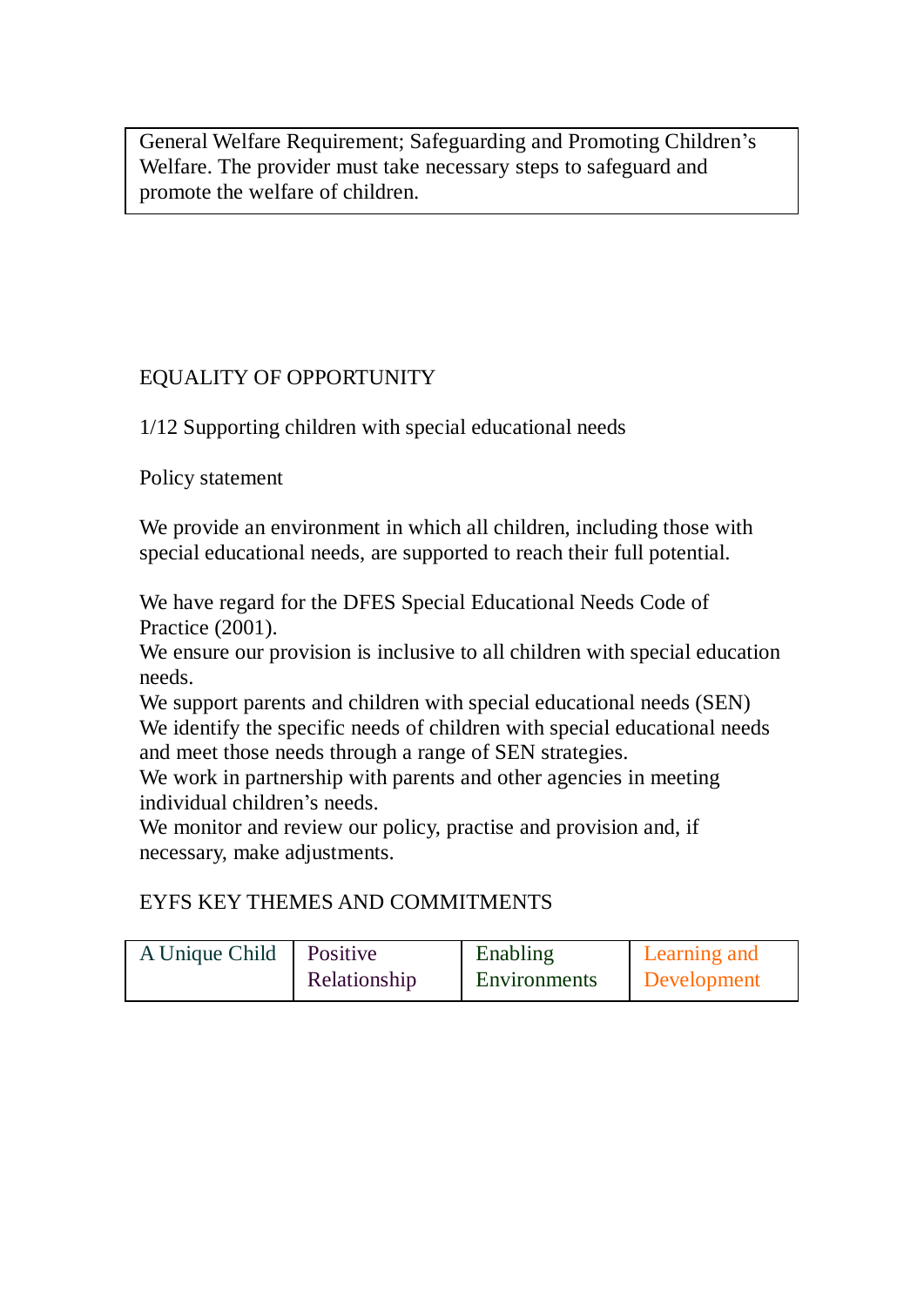| General Welfare Requirement; Safeguarding and Promoting Children's Welfare. The provider must take necessary steps to safeguard and promote the welfare of children. |
| --- |

## EQUALITY OF OPPORTUNITY

### 1/12 Supporting children with special educational needs

Policy statement

We provide an environment in which all children, including those with special educational needs, are supported to reach their full potential.

We have regard for the DFES Special Educational Needs Code of Practice (2001).
We ensure our provision is inclusive to all children with special education needs.
We support parents and children with special educational needs (SEN)
We identify the specific needs of children with special educational needs and meet those needs through a range of SEN strategies.
We work in partnership with parents and other agencies in meeting individual children's needs.
We monitor and review our policy, practise and provision and, if necessary, make adjustments.

EYFS KEY THEMES AND COMMITMENTS

| A Unique Child | Positive Relationship | Enabling Environments | Learning and Development |
| --- | --- | --- | --- |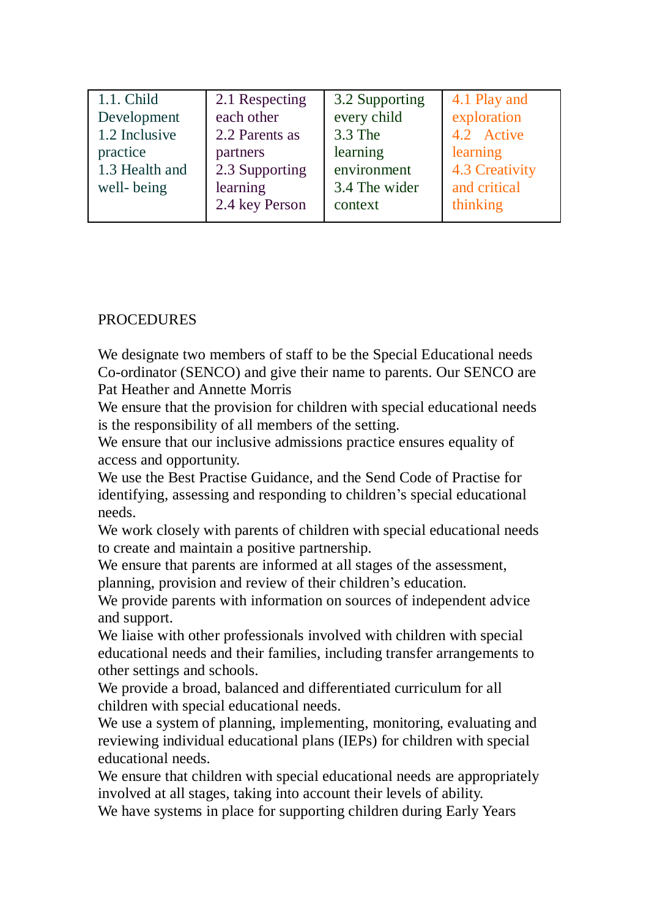| 1.1. Child Development<br>1.2 Inclusive practice<br>1.3 Health and well- being | 2.1 Respecting each other<br>2.2 Parents as partners<br>2.3 Supporting learning<br>2.4 key Person | 3.2 Supporting every child<br>3.3 The learning environment<br>3.4 The wider context | 4.1 Play and exploration<br>4.2 Active learning<br>4.3 Creativity and critical thinking |
|---|---|---|---|

PROCEDURES

We designate two members of staff to be the Special Educational needs Co-ordinator (SENCO) and give their name to parents. Our SENCO are Pat Heather and Annette Morris

We ensure that the provision for children with special educational needs is the responsibility of all members of the setting.

We ensure that our inclusive admissions practice ensures equality of access and opportunity.

We use the Best Practise Guidance, and the Send Code of Practise for identifying, assessing and responding to children's special educational needs.

We work closely with parents of children with special educational needs to create and maintain a positive partnership.

We ensure that parents are informed at all stages of the assessment, planning, provision and review of their children's education.

We provide parents with information on sources of independent advice and support.

We liaise with other professionals involved with children with special educational needs and their families, including transfer arrangements to other settings and schools.

We provide a broad, balanced and differentiated curriculum for all children with special educational needs.

We use a system of planning, implementing, monitoring, evaluating and reviewing individual educational plans (IEPs) for children with special educational needs.

We ensure that children with special educational needs are appropriately involved at all stages, taking into account their levels of ability.

We have systems in place for supporting children during Early Years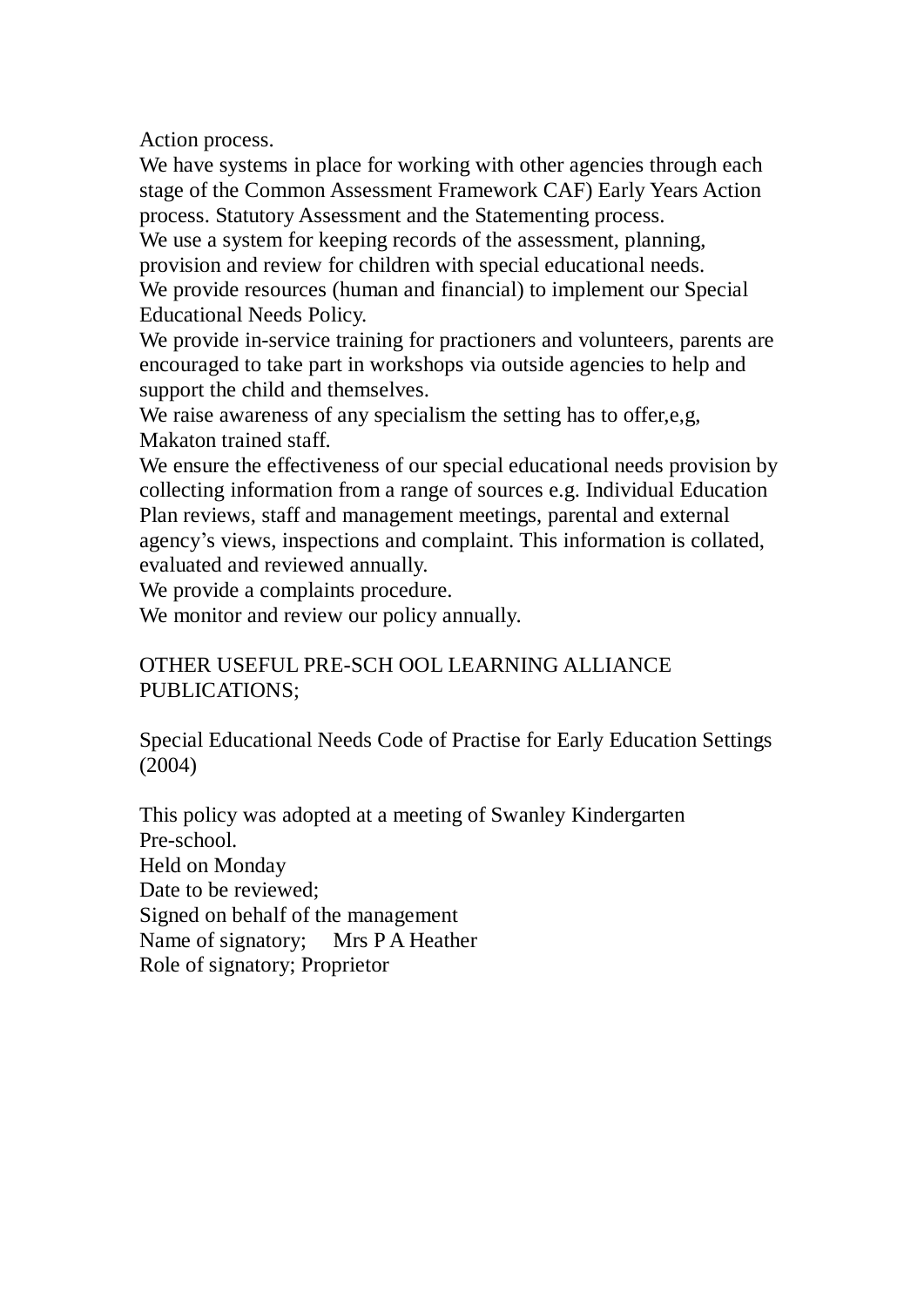Action process.
We have systems in place for working with other agencies through each stage of the Common Assessment Framework CAF) Early Years Action process. Statutory Assessment and the Statementing process.
We use a system for keeping records of the assessment, planning, provision and review for children with special educational needs.
We provide resources (human and financial) to implement our Special Educational Needs Policy.
We provide in-service training for practioners and volunteers, parents are encouraged to take part in workshops via outside agencies to help and support the child and themselves.
We raise awareness of any specialism the setting has to offer,e,g, Makaton trained staff.
We ensure the effectiveness of our special educational needs provision by collecting information from a range of sources e.g. Individual Education Plan reviews, staff and management meetings, parental and external agency's views, inspections and complaint. This information is collated, evaluated and reviewed annually.
We provide a complaints procedure.
We monitor and review our policy annually.

OTHER USEFUL PRE-SCH OOL LEARNING ALLIANCE PUBLICATIONS;

Special Educational Needs Code of Practise for Early Education Settings (2004)

This policy was adopted at a meeting of Swanley Kindergarten Pre-school.
Held on Monday
Date to be reviewed;
Signed on behalf of the management
Name of signatory; Mrs P A Heather
Role of signatory; Proprietor